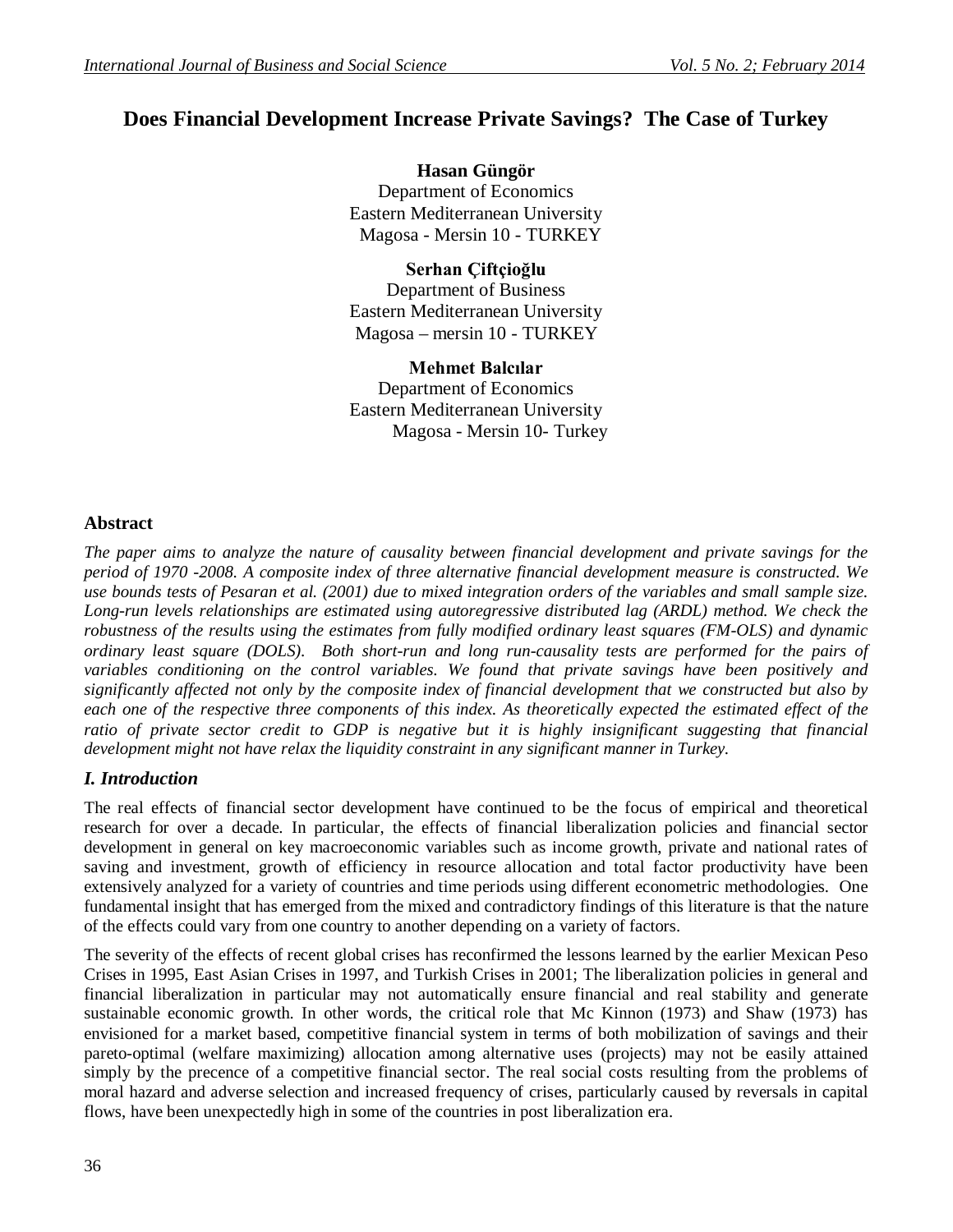# Does Financial Development Increase Private Savings? The Case of Turkey

**Hasan Güngör**
Department of Economics
Eastern Mediterranean University
Magosa - Mersin 10 - TURKEY

**Serhan Çiftçioğlu**
Department of Business
Eastern Mediterranean University
Magosa – mersin 10 - TURKEY

**Mehmet Balcılar**
Department of Economics
Eastern Mediterranean University
Magosa - Mersin 10- Turkey

## Abstract

*The paper aims to analyze the nature of causality between financial development and private savings for the period of 1970 -2008. A composite index of three alternative financial development measure is constructed. We use bounds tests of Pesaran et al. (2001) due to mixed integration orders of the variables and small sample size. Long-run levels relationships are estimated using autoregressive distributed lag (ARDL) method. We check the robustness of the results using the estimates from fully modified ordinary least squares (FM-OLS) and dynamic ordinary least square (DOLS). Both short-run and long run-causality tests are performed for the pairs of variables conditioning on the control variables. We found that private savings have been positively and significantly affected not only by the composite index of financial development that we constructed but also by each one of the respective three components of this index. As theoretically expected the estimated effect of the ratio of private sector credit to GDP is negative but it is highly insignificant suggesting that financial development might not have relax the liquidity constraint in any significant manner in Turkey.*

## *I. Introduction*

The real effects of financial sector development have continued to be the focus of empirical and theoretical research for over a decade. In particular, the effects of financial liberalization policies and financial sector development in general on key macroeconomic variables such as income growth, private and national rates of saving and investment, growth of efficiency in resource allocation and total factor productivity have been extensively analyzed for a variety of countries and time periods using different econometric methodologies. One fundamental insight that has emerged from the mixed and contradictory findings of this literature is that the nature of the effects could vary from one country to another depending on a variety of factors.

The severity of the effects of recent global crises has reconfirmed the lessons learned by the earlier Mexican Peso Crises in 1995, East Asian Crises in 1997, and Turkish Crises in 2001; The liberalization policies in general and financial liberalization in particular may not automatically ensure financial and real stability and generate sustainable economic growth. In other words, the critical role that Mc Kinnon (1973) and Shaw (1973) has envisioned for a market based, competitive financial system in terms of both mobilization of savings and their pareto-optimal (welfare maximizing) allocation among alternative uses (projects) may not be easily attained simply by the precence of a competitive financial sector. The real social costs resulting from the problems of moral hazard and adverse selection and increased frequency of crises, particularly caused by reversals in capital flows, have been unexpectedly high in some of the countries in post liberalization era.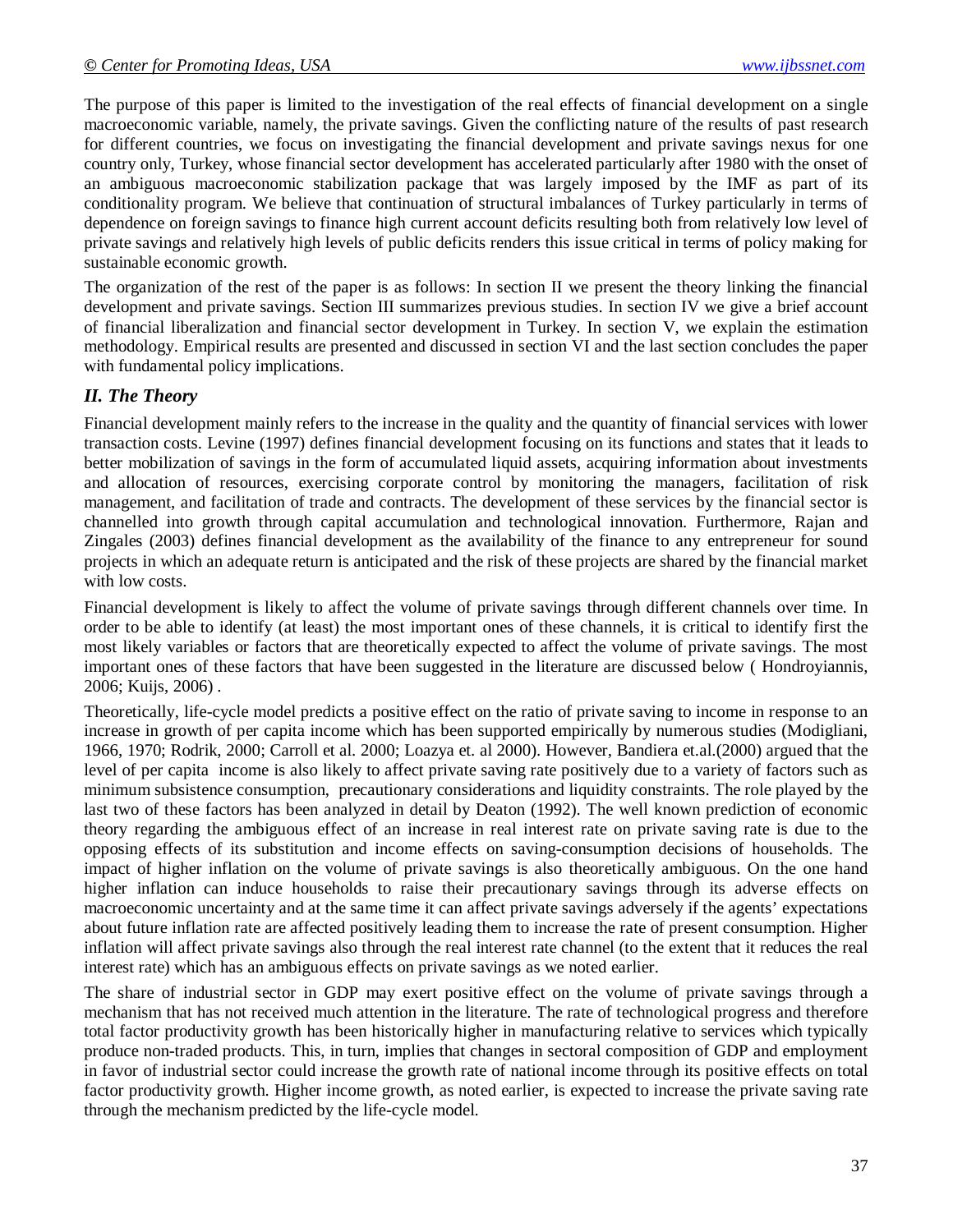The purpose of this paper is limited to the investigation of the real effects of financial development on a single macroeconomic variable, namely, the private savings. Given the conflicting nature of the results of past research for different countries, we focus on investigating the financial development and private savings nexus for one country only, Turkey, whose financial sector development has accelerated particularly after 1980 with the onset of an ambiguous macroeconomic stabilization package that was largely imposed by the IMF as part of its conditionality program. We believe that continuation of structural imbalances of Turkey particularly in terms of dependence on foreign savings to finance high current account deficits resulting both from relatively low level of private savings and relatively high levels of public deficits renders this issue critical in terms of policy making for sustainable economic growth.

The organization of the rest of the paper is as follows: In section II we present the theory linking the financial development and private savings. Section III summarizes previous studies. In section IV we give a brief account of financial liberalization and financial sector development in Turkey. In section V, we explain the estimation methodology. Empirical results are presented and discussed in section VI and the last section concludes the paper with fundamental policy implications.

## *II. The Theory*

Financial development mainly refers to the increase in the quality and the quantity of financial services with lower transaction costs. Levine (1997) defines financial development focusing on its functions and states that it leads to better mobilization of savings in the form of accumulated liquid assets, acquiring information about investments and allocation of resources, exercising corporate control by monitoring the managers, facilitation of risk management, and facilitation of trade and contracts. The development of these services by the financial sector is channelled into growth through capital accumulation and technological innovation. Furthermore, Rajan and Zingales (2003) defines financial development as the availability of the finance to any entrepreneur for sound projects in which an adequate return is anticipated and the risk of these projects are shared by the financial market with low costs.

Financial development is likely to affect the volume of private savings through different channels over time. In order to be able to identify (at least) the most important ones of these channels, it is critical to identify first the most likely variables or factors that are theoretically expected to affect the volume of private savings. The most important ones of these factors that have been suggested in the literature are discussed below ( Hondroyiannis, 2006; Kuijs, 2006) .

Theoretically, life-cycle model predicts a positive effect on the ratio of private saving to income in response to an increase in growth of per capita income which has been supported empirically by numerous studies (Modigliani, 1966, 1970; Rodrik, 2000; Carroll et al. 2000; Loazya et. al 2000). However, Bandiera et.al.(2000) argued that the level of per capita income is also likely to affect private saving rate positively due to a variety of factors such as minimum subsistence consumption, precautionary considerations and liquidity constraints. The role played by the last two of these factors has been analyzed in detail by Deaton (1992). The well known prediction of economic theory regarding the ambiguous effect of an increase in real interest rate on private saving rate is due to the opposing effects of its substitution and income effects on saving-consumption decisions of households. The impact of higher inflation on the volume of private savings is also theoretically ambiguous. On the one hand higher inflation can induce households to raise their precautionary savings through its adverse effects on macroeconomic uncertainty and at the same time it can affect private savings adversely if the agents' expectations about future inflation rate are affected positively leading them to increase the rate of present consumption. Higher inflation will affect private savings also through the real interest rate channel (to the extent that it reduces the real interest rate) which has an ambiguous effects on private savings as we noted earlier.

The share of industrial sector in GDP may exert positive effect on the volume of private savings through a mechanism that has not received much attention in the literature. The rate of technological progress and therefore total factor productivity growth has been historically higher in manufacturing relative to services which typically produce non-traded products. This, in turn, implies that changes in sectoral composition of GDP and employment in favor of industrial sector could increase the growth rate of national income through its positive effects on total factor productivity growth. Higher income growth, as noted earlier, is expected to increase the private saving rate through the mechanism predicted by the life-cycle model.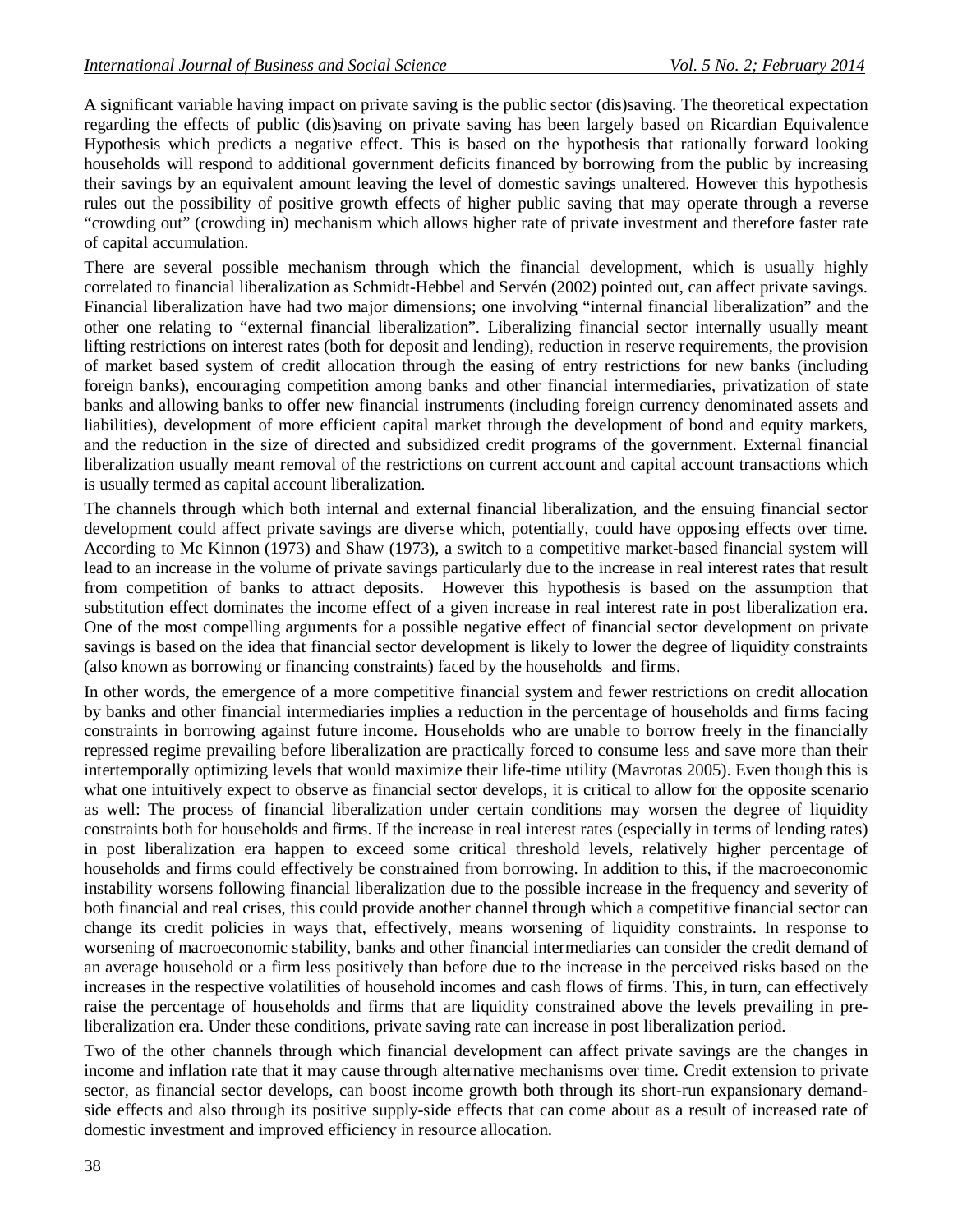A significant variable having impact on private saving is the public sector (dis)saving. The theoretical expectation regarding the effects of public (dis)saving on private saving has been largely based on Ricardian Equivalence Hypothesis which predicts a negative effect. This is based on the hypothesis that rationally forward looking households will respond to additional government deficits financed by borrowing from the public by increasing their savings by an equivalent amount leaving the level of domestic savings unaltered. However this hypothesis rules out the possibility of positive growth effects of higher public saving that may operate through a reverse "crowding out" (crowding in) mechanism which allows higher rate of private investment and therefore faster rate of capital accumulation.

There are several possible mechanism through which the financial development, which is usually highly correlated to financial liberalization as Schmidt-Hebbel and Servén (2002) pointed out, can affect private savings. Financial liberalization have had two major dimensions; one involving "internal financial liberalization" and the other one relating to "external financial liberalization". Liberalizing financial sector internally usually meant lifting restrictions on interest rates (both for deposit and lending), reduction in reserve requirements, the provision of market based system of credit allocation through the easing of entry restrictions for new banks (including foreign banks), encouraging competition among banks and other financial intermediaries, privatization of state banks and allowing banks to offer new financial instruments (including foreign currency denominated assets and liabilities), development of more efficient capital market through the development of bond and equity markets, and the reduction in the size of directed and subsidized credit programs of the government. External financial liberalization usually meant removal of the restrictions on current account and capital account transactions which is usually termed as capital account liberalization.

The channels through which both internal and external financial liberalization, and the ensuing financial sector development could affect private savings are diverse which, potentially, could have opposing effects over time. According to Mc Kinnon (1973) and Shaw (1973), a switch to a competitive market-based financial system will lead to an increase in the volume of private savings particularly due to the increase in real interest rates that result from competition of banks to attract deposits. However this hypothesis is based on the assumption that substitution effect dominates the income effect of a given increase in real interest rate in post liberalization era. One of the most compelling arguments for a possible negative effect of financial sector development on private savings is based on the idea that financial sector development is likely to lower the degree of liquidity constraints (also known as borrowing or financing constraints) faced by the households and firms.

In other words, the emergence of a more competitive financial system and fewer restrictions on credit allocation by banks and other financial intermediaries implies a reduction in the percentage of households and firms facing constraints in borrowing against future income. Households who are unable to borrow freely in the financially repressed regime prevailing before liberalization are practically forced to consume less and save more than their intertemporally optimizing levels that would maximize their life-time utility (Mavrotas 2005). Even though this is what one intuitively expect to observe as financial sector develops, it is critical to allow for the opposite scenario as well: The process of financial liberalization under certain conditions may worsen the degree of liquidity constraints both for households and firms. If the increase in real interest rates (especially in terms of lending rates) in post liberalization era happen to exceed some critical threshold levels, relatively higher percentage of households and firms could effectively be constrained from borrowing. In addition to this, if the macroeconomic instability worsens following financial liberalization due to the possible increase in the frequency and severity of both financial and real crises, this could provide another channel through which a competitive financial sector can change its credit policies in ways that, effectively, means worsening of liquidity constraints. In response to worsening of macroeconomic stability, banks and other financial intermediaries can consider the credit demand of an average household or a firm less positively than before due to the increase in the perceived risks based on the increases in the respective volatilities of household incomes and cash flows of firms. This, in turn, can effectively raise the percentage of households and firms that are liquidity constrained above the levels prevailing in pre-liberalization era. Under these conditions, private saving rate can increase in post liberalization period.

Two of the other channels through which financial development can affect private savings are the changes in income and inflation rate that it may cause through alternative mechanisms over time. Credit extension to private sector, as financial sector develops, can boost income growth both through its short-run expansionary demand-side effects and also through its positive supply-side effects that can come about as a result of increased rate of domestic investment and improved efficiency in resource allocation.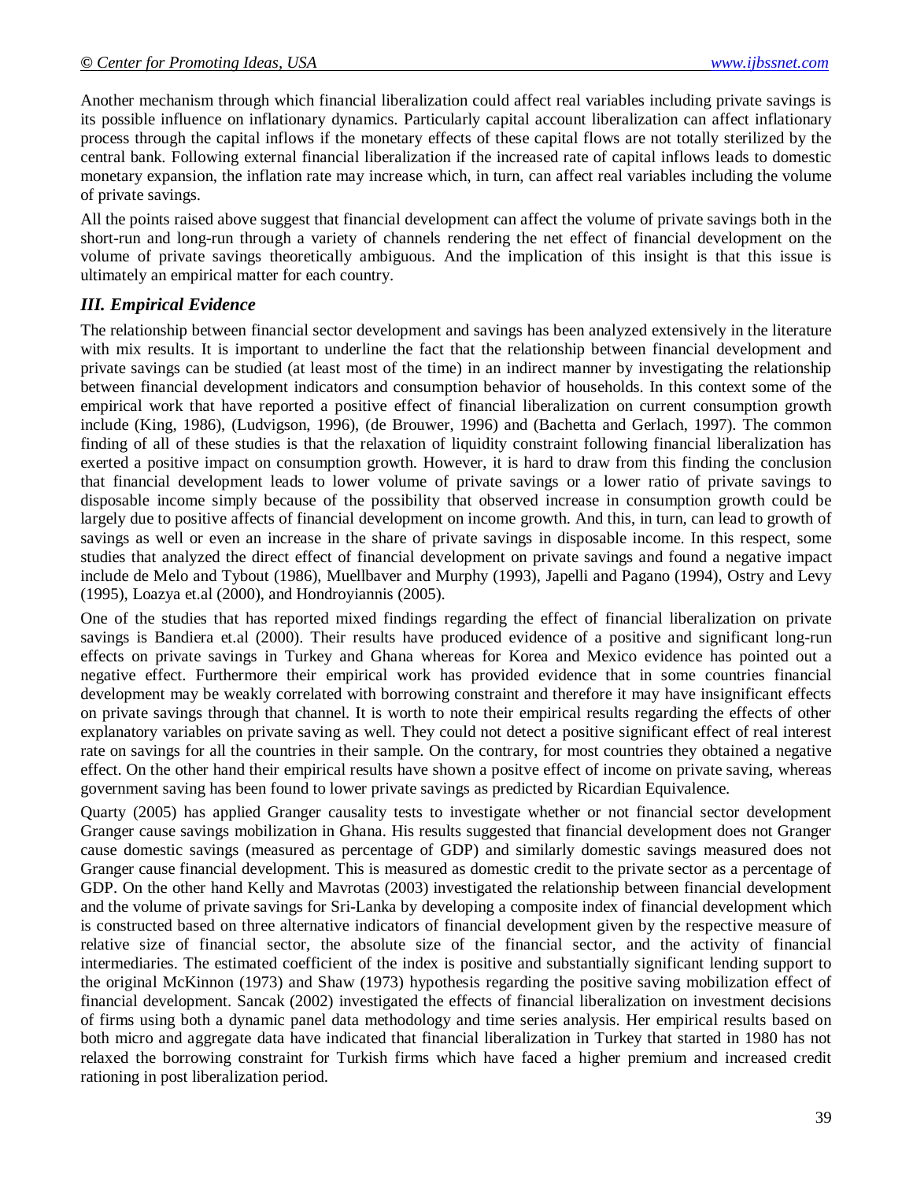Another mechanism through which financial liberalization could affect real variables including private savings is its possible influence on inflationary dynamics. Particularly capital account liberalization can affect inflationary process through the capital inflows if the monetary effects of these capital flows are not totally sterilized by the central bank. Following external financial liberalization if the increased rate of capital inflows leads to domestic monetary expansion, the inflation rate may increase which, in turn, can affect real variables including the volume of private savings.

All the points raised above suggest that financial development can affect the volume of private savings both in the short-run and long-run through a variety of channels rendering the net effect of financial development on the volume of private savings theoretically ambiguous. And the implication of this insight is that this issue is ultimately an empirical matter for each country.

### *III. Empirical Evidence*

The relationship between financial sector development and savings has been analyzed extensively in the literature with mix results. It is important to underline the fact that the relationship between financial development and private savings can be studied (at least most of the time) in an indirect manner by investigating the relationship between financial development indicators and consumption behavior of households. In this context some of the empirical work that have reported a positive effect of financial liberalization on current consumption growth include (King, 1986), (Ludvigson, 1996), (de Brouwer, 1996) and (Bachetta and Gerlach, 1997). The common finding of all of these studies is that the relaxation of liquidity constraint following financial liberalization has exerted a positive impact on consumption growth. However, it is hard to draw from this finding the conclusion that financial development leads to lower volume of private savings or a lower ratio of private savings to disposable income simply because of the possibility that observed increase in consumption growth could be largely due to positive affects of financial development on income growth. And this, in turn, can lead to growth of savings as well or even an increase in the share of private savings in disposable income. In this respect, some studies that analyzed the direct effect of financial development on private savings and found a negative impact include de Melo and Tybout (1986), Muellbaver and Murphy (1993), Japelli and Pagano (1994), Ostry and Levy (1995), Loazya et.al (2000), and Hondroyiannis (2005).

One of the studies that has reported mixed findings regarding the effect of financial liberalization on private savings is Bandiera et.al (2000). Their results have produced evidence of a positive and significant long-run effects on private savings in Turkey and Ghana whereas for Korea and Mexico evidence has pointed out a negative effect. Furthermore their empirical work has provided evidence that in some countries financial development may be weakly correlated with borrowing constraint and therefore it may have insignificant effects on private savings through that channel. It is worth to note their empirical results regarding the effects of other explanatory variables on private saving as well. They could not detect a positive significant effect of real interest rate on savings for all the countries in their sample. On the contrary, for most countries they obtained a negative effect. On the other hand their empirical results have shown a positve effect of income on private saving, whereas government saving has been found to lower private savings as predicted by Ricardian Equivalence.

Quarty (2005) has applied Granger causality tests to investigate whether or not financial sector development Granger cause savings mobilization in Ghana. His results suggested that financial development does not Granger cause domestic savings (measured as percentage of GDP) and similarly domestic savings measured does not Granger cause financial development. This is measured as domestic credit to the private sector as a percentage of GDP. On the other hand Kelly and Mavrotas (2003) investigated the relationship between financial development and the volume of private savings for Sri-Lanka by developing a composite index of financial development which is constructed based on three alternative indicators of financial development given by the respective measure of relative size of financial sector, the absolute size of the financial sector, and the activity of financial intermediaries. The estimated coefficient of the index is positive and substantially significant lending support to the original McKinnon (1973) and Shaw (1973) hypothesis regarding the positive saving mobilization effect of financial development. Sancak (2002) investigated the effects of financial liberalization on investment decisions of firms using both a dynamic panel data methodology and time series analysis. Her empirical results based on both micro and aggregate data have indicated that financial liberalization in Turkey that started in 1980 has not relaxed the borrowing constraint for Turkish firms which have faced a higher premium and increased credit rationing in post liberalization period.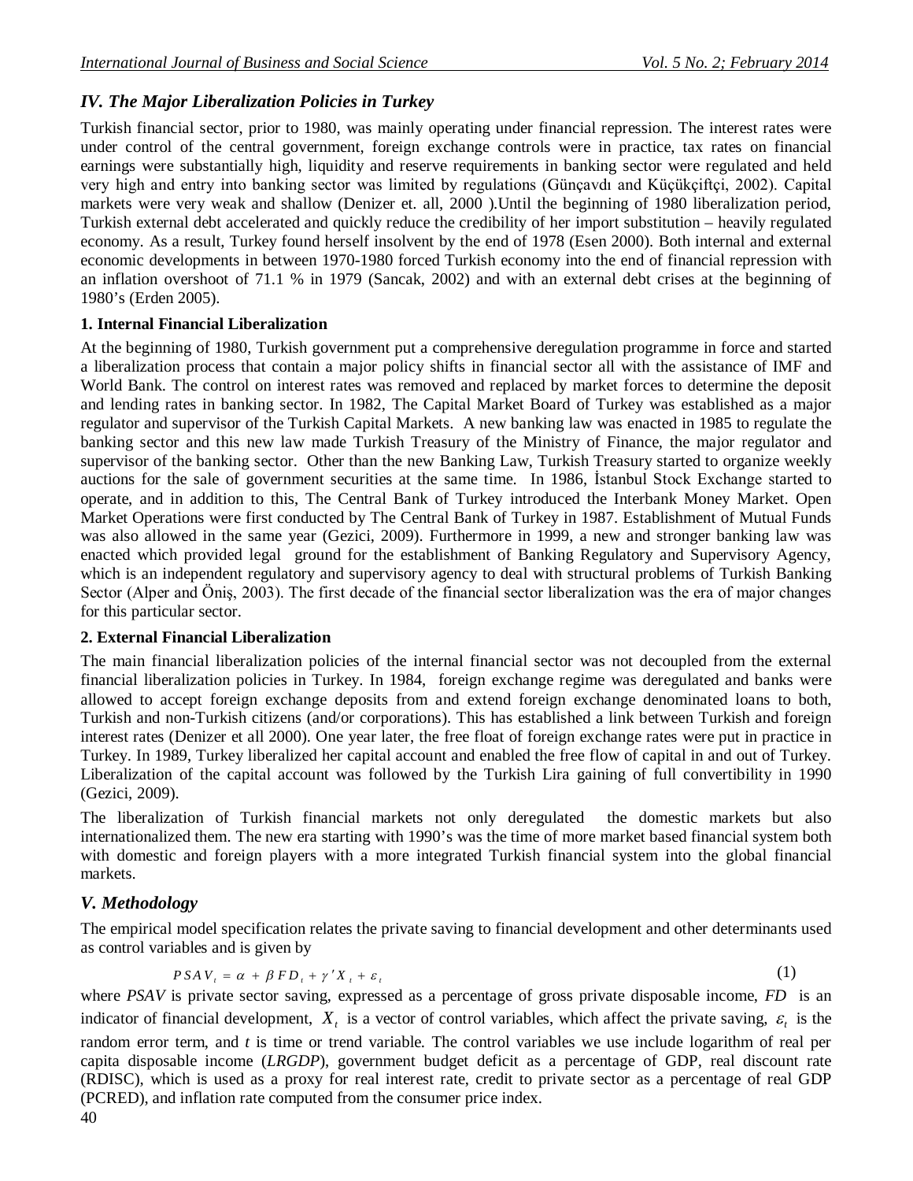## *IV. The Major Liberalization Policies in Turkey*

Turkish financial sector, prior to 1980, was mainly operating under financial repression. The interest rates were under control of the central government, foreign exchange controls were in practice, tax rates on financial earnings were substantially high, liquidity and reserve requirements in banking sector were regulated and held very high and entry into banking sector was limited by regulations (Günçavdı and Küçükçiftçi, 2002). Capital markets were very weak and shallow (Denizer et. all, 2000 ).Until the beginning of 1980 liberalization period, Turkish external debt accelerated and quickly reduce the credibility of her import substitution – heavily regulated economy. As a result, Turkey found herself insolvent by the end of 1978 (Esen 2000). Both internal and external economic developments in between 1970-1980 forced Turkish economy into the end of financial repression with an inflation overshoot of 71.1 % in 1979 (Sancak, 2002) and with an external debt crises at the beginning of 1980's (Erden 2005).

### 1. Internal Financial Liberalization

At the beginning of 1980, Turkish government put a comprehensive deregulation programme in force and started a liberalization process that contain a major policy shifts in financial sector all with the assistance of IMF and World Bank. The control on interest rates was removed and replaced by market forces to determine the deposit and lending rates in banking sector. In 1982, The Capital Market Board of Turkey was established as a major regulator and supervisor of the Turkish Capital Markets. A new banking law was enacted in 1985 to regulate the banking sector and this new law made Turkish Treasury of the Ministry of Finance, the major regulator and supervisor of the banking sector. Other than the new Banking Law, Turkish Treasury started to organize weekly auctions for the sale of government securities at the same time. In 1986, İstanbul Stock Exchange started to operate, and in addition to this, The Central Bank of Turkey introduced the Interbank Money Market. Open Market Operations were first conducted by The Central Bank of Turkey in 1987. Establishment of Mutual Funds was also allowed in the same year (Gezici, 2009). Furthermore in 1999, a new and stronger banking law was enacted which provided legal ground for the establishment of Banking Regulatory and Supervisory Agency, which is an independent regulatory and supervisory agency to deal with structural problems of Turkish Banking Sector (Alper and Öniş, 2003). The first decade of the financial sector liberalization was the era of major changes for this particular sector.

### 2. External Financial Liberalization

The main financial liberalization policies of the internal financial sector was not decoupled from the external financial liberalization policies in Turkey. In 1984, foreign exchange regime was deregulated and banks were allowed to accept foreign exchange deposits from and extend foreign exchange denominated loans to both, Turkish and non-Turkish citizens (and/or corporations). This has established a link between Turkish and foreign interest rates (Denizer et all 2000). One year later, the free float of foreign exchange rates were put in practice in Turkey. In 1989, Turkey liberalized her capital account and enabled the free flow of capital in and out of Turkey. Liberalization of the capital account was followed by the Turkish Lira gaining of full convertibility in 1990 (Gezici, 2009).

The liberalization of Turkish financial markets not only deregulated the domestic markets but also internationalized them. The new era starting with 1990's was the time of more market based financial system both with domestic and foreign players with a more integrated Turkish financial system into the global financial markets.

## *V. Methodology*

The empirical model specification relates the private saving to financial development and other determinants used as control variables and is given by

$$PSAV_t = \alpha + \beta FD_t + \gamma' X_t + \varepsilon_t \tag{1}$$

where *PSAV* is private sector saving, expressed as a percentage of gross private disposable income, *FD* is an indicator of financial development, $X_t$ is a vector of control variables, which affect the private saving, $\varepsilon_t$ is the random error term, and *t* is time or trend variable. The control variables we use include logarithm of real per capita disposable income (*LRGDP*), government budget deficit as a percentage of GDP, real discount rate (RDISC), which is used as a proxy for real interest rate, credit to private sector as a percentage of real GDP (PCRED), and inflation rate computed from the consumer price index.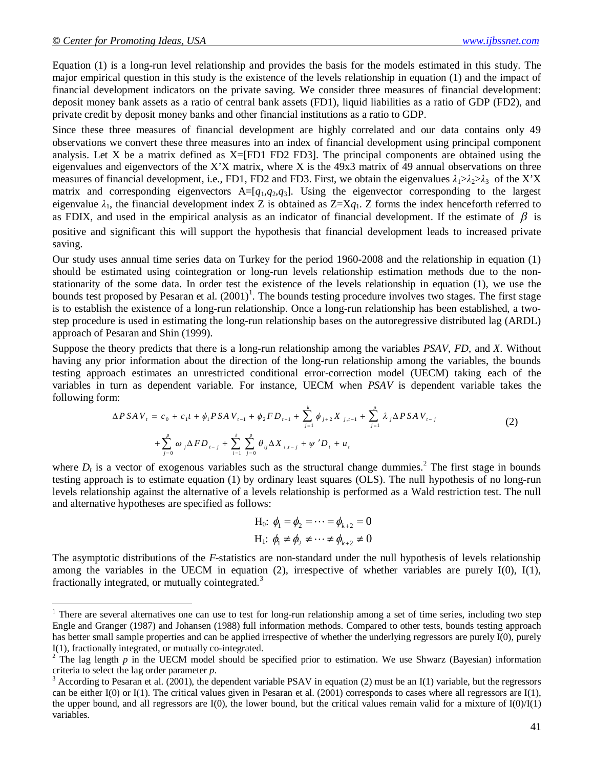Equation (1) is a long-run level relationship and provides the basis for the models estimated in this study. The major empirical question in this study is the existence of the levels relationship in equation (1) and the impact of financial development indicators on the private saving. We consider three measures of financial development: deposit money bank assets as a ratio of central bank assets (FD1), liquid liabilities as a ratio of GDP (FD2), and private credit by deposit money banks and other financial institutions as a ratio to GDP.

Since these three measures of financial development are highly correlated and our data contains only 49 observations we convert these three measures into an index of financial development using principal component analysis. Let X be a matrix defined as X=[FD1 FD2 FD3]. The principal components are obtained using the eigenvalues and eigenvectors of the X'X matrix, where X is the 49x3 matrix of 49 annual observations on three measures of financial development, i.e., FD1, FD2 and FD3. First, we obtain the eigenvalues $\lambda_1>\lambda_2>\lambda_3$ of the X'X matrix and corresponding eigenvectors $A=[q_1,q_2,q_3]$. Using the eigenvector corresponding to the largest eigenvalue $\lambda_1$, the financial development index Z is obtained as $Z=Xq_1$. Z forms the index henceforth referred to as FDIX, and used in the empirical analysis as an indicator of financial development. If the estimate of $\beta$ is positive and significant this will support the hypothesis that financial development leads to increased private saving.

Our study uses annual time series data on Turkey for the period 1960-2008 and the relationship in equation (1) should be estimated using cointegration or long-run levels relationship estimation methods due to the non-stationarity of the some data. In order test the existence of the levels relationship in equation (1), we use the bounds test proposed by Pesaran et al. (2001)[1]. The bounds testing procedure involves two stages. The first stage is to establish the existence of a long-run relationship. Once a long-run relationship has been established, a two-step procedure is used in estimating the long-run relationship bases on the autoregressive distributed lag (ARDL) approach of Pesaran and Shin (1999).

Suppose the theory predicts that there is a long-run relationship among the variables *PSAV*, *FD*, and *X*. Without having any prior information about the direction of the long-run relationship among the variables, the bounds testing approach estimates an unrestricted conditional error-correction model (UECM) taking each of the variables in turn as dependent variable. For instance, UECM when *PSAV* is dependent variable takes the following form:

$$\Delta PSAV_t = c_0 + c_1 t + \phi_1 PSAV_{t-1} + \phi_2 FD_{t-1} + \sum_{j=1}^{k} \phi_{j+2} X_{j,t-1} + \sum_{j=1}^{p} \lambda_j \Delta PSAV_{t-j} + \sum_{j=0}^{p} \omega_j \Delta FD_{t-j} + \sum_{i=1}^{k} \sum_{j=0}^{p} \theta_{ij} \Delta X_{i,t-j} + \psi' D_t + u_t \qquad (2)$$

where $D_t$ is a vector of exogenous variables such as the structural change dummies.[2] The first stage in bounds testing approach is to estimate equation (1) by ordinary least squares (OLS). The null hypothesis of no long-run levels relationship against the alternative of a levels relationship is performed as a Wald restriction test. The null and alternative hypotheses are specified as follows:

$$H_0:\ \phi_1 = \phi_2 = \cdots = \phi_{k+2} = 0$$
$$H_1:\ \phi_1 \neq \phi_2 \neq \cdots \neq \phi_{k+2} \neq 0$$

The asymptotic distributions of the *F*-statistics are non-standard under the null hypothesis of levels relationship among the variables in the UECM in equation (2), irrespective of whether variables are purely I(0), I(1), fractionally integrated, or mutually cointegrated.[3]

---

[1] There are several alternatives one can use to test for long-run relationship among a set of time series, including two step Engle and Granger (1987) and Johansen (1988) full information methods. Compared to other tests, bounds testing approach has better small sample properties and can be applied irrespective of whether the underlying regressors are purely I(0), purely I(1), fractionally integrated, or mutually co-integrated.

[2] The lag length *p* in the UECM model should be specified prior to estimation. We use Shwarz (Bayesian) information criteria to select the lag order parameter *p*.

[3] According to Pesaran et al. (2001), the dependent variable PSAV in equation (2) must be an I(1) variable, but the regressors can be either I(0) or I(1). The critical values given in Pesaran et al. (2001) corresponds to cases where all regressors are I(1), the upper bound, and all regressors are I(0), the lower bound, but the critical values remain valid for a mixture of I(0)/I(1) variables.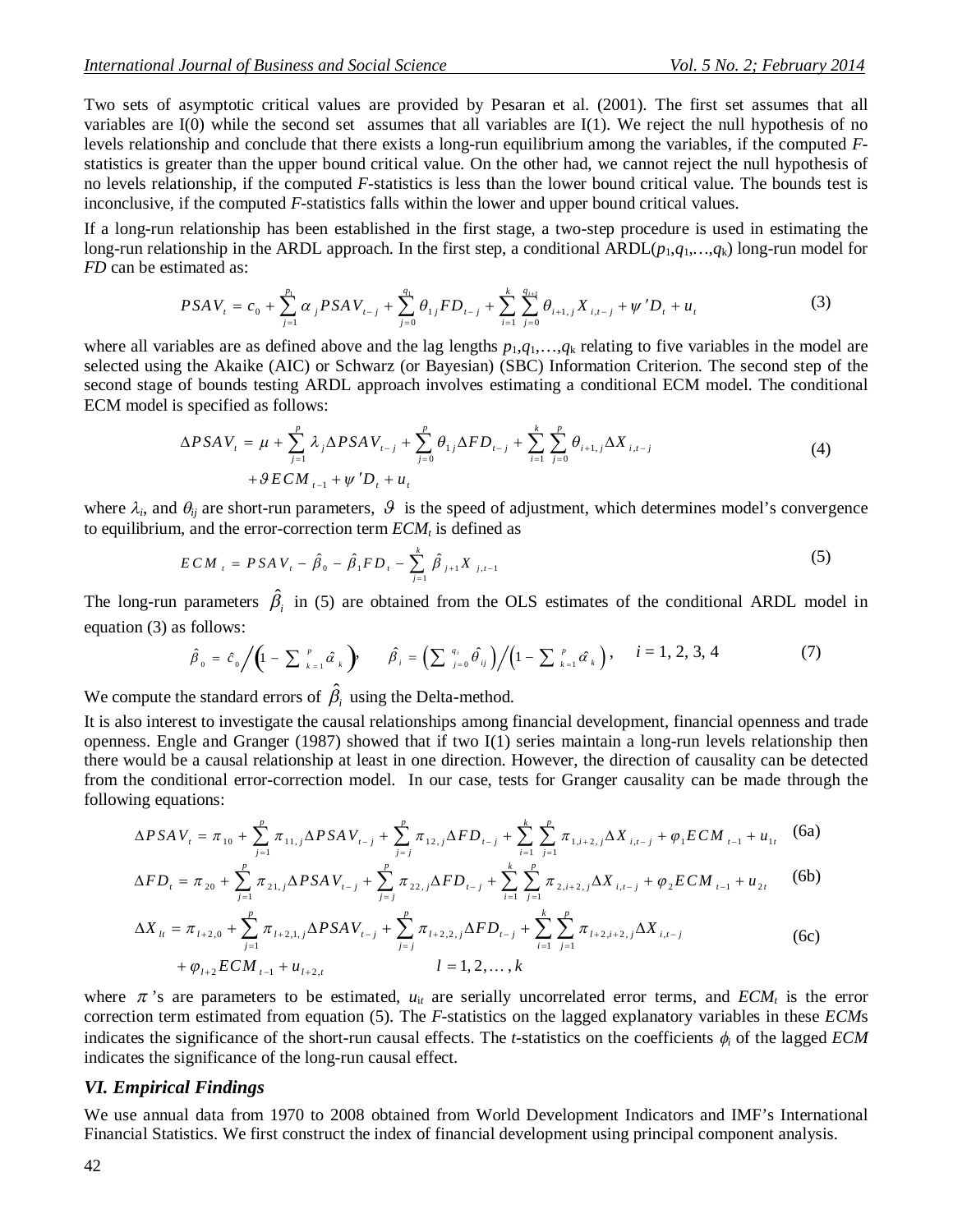Two sets of asymptotic critical values are provided by Pesaran et al. (2001). The first set assumes that all variables are I(0) while the second set assumes that all variables are I(1). We reject the null hypothesis of no levels relationship and conclude that there exists a long-run equilibrium among the variables, if the computed *F*-statistics is greater than the upper bound critical value. On the other had, we cannot reject the null hypothesis of no levels relationship, if the computed *F*-statistics is less than the lower bound critical value. The bounds test is inconclusive, if the computed *F*-statistics falls within the lower and upper bound critical values.

If a long-run relationship has been established in the first stage, a two-step procedure is used in estimating the long-run relationship in the ARDL approach. In the first step, a conditional ARDL($p_1,q_1,\ldots,q_k$) long-run model for *FD* can be estimated as:

$$PSAV_t = c_0 + \sum_{j=1}^{p_1} \alpha_j PSAV_{t-j} + \sum_{j=0}^{q_1} \theta_{1j} FD_{t-j} + \sum_{i=1}^{k} \sum_{j=0}^{q_{i+1}} \theta_{i+1,j} X_{i,t-j} + \psi' D_t + u_t \tag{3}$$

where all variables are as defined above and the lag lengths $p_1,q_1,\ldots,q_k$ relating to five variables in the model are selected using the Akaike (AIC) or Schwarz (or Bayesian) (SBC) Information Criterion. The second step of the second stage of bounds testing ARDL approach involves estimating a conditional ECM model. The conditional ECM model is specified as follows:

$$\Delta PSAV_t = \mu + \sum_{j=1}^{p} \lambda_j \Delta PSAV_{t-j} + \sum_{j=0}^{p} \theta_{1j} \Delta FD_{t-j} + \sum_{i=1}^{k} \sum_{j=0}^{p} \theta_{i+1,j} \Delta X_{i,t-j} + \vartheta ECM_{t-1} + \psi' D_t + u_t \tag{4}$$

where $\lambda_i$, and $\theta_{ij}$ are short-run parameters, $\vartheta$ is the speed of adjustment, which determines model's convergence to equilibrium, and the error-correction term $ECM_t$ is defined as

$$ECM_t = PSAV_t - \hat{\beta}_0 - \hat{\beta}_1 FD_t - \sum_{j=1}^{k} \hat{\beta}_{j+1} X_{j,t-1} \tag{5}$$

The long-run parameters $\hat{\beta}_i$ in (5) are obtained from the OLS estimates of the conditional ARDL model in equation (3) as follows:

$$\hat{\beta}_0 = \hat{c}_0 \Big/ \left(1 - \sum_{k=1}^{p} \hat{\alpha}_k\right), \qquad \hat{\beta}_i = \left(\sum_{j=0}^{q_i} \hat{\theta}_{ij}\right) \Big/ \left(1 - \sum_{k=1}^{p} \hat{\alpha}_k\right), \qquad i = 1, 2, 3, 4 \tag{7}$$

We compute the standard errors of $\hat{\beta}_i$ using the Delta-method.

It is also interest to investigate the causal relationships among financial development, financial openness and trade openness. Engle and Granger (1987) showed that if two I(1) series maintain a long-run levels relationship then there would be a causal relationship at least in one direction. However, the direction of causality can be detected from the conditional error-correction model. In our case, tests for Granger causality can be made through the following equations:

$$\Delta PSAV_t = \pi_{10} + \sum_{j=1}^{p} \pi_{11,j} \Delta PSAV_{t-j} + \sum_{j=j}^{p} \pi_{12,j} \Delta FD_{t-j} + \sum_{i=1}^{k} \sum_{j=1}^{p} \pi_{1,i+2,j} \Delta X_{i,t-j} + \varphi_1 ECM_{t-1} + u_{1t} \tag{6a}$$

$$\Delta FD_t = \pi_{20} + \sum_{j=1}^{p} \pi_{21,j} \Delta PSAV_{t-j} + \sum_{j=j}^{p} \pi_{22,j} \Delta FD_{t-j} + \sum_{i=1}^{k} \sum_{j=1}^{p} \pi_{2,i+2,j} \Delta X_{i,t-j} + \varphi_2 ECM_{t-1} + u_{2t} \tag{6b}$$

$$\Delta X_{lt} = \pi_{l+2,0} + \sum_{j=1}^{p} \pi_{l+2,1,j} \Delta PSAV_{t-j} + \sum_{j=j}^{p} \pi_{l+2,2,j} \Delta FD_{t-j} + \sum_{i=1}^{k} \sum_{j=1}^{p} \pi_{l+2,i+2,j} \Delta X_{i,t-j} + \varphi_{l+2} ECM_{t-1} + u_{l+2,t} \qquad l = 1, 2, \ldots, k \tag{6c}$$

where $\pi$'s are parameters to be estimated, $u_{it}$ are serially uncorrelated error terms, and $ECM_t$ is the error correction term estimated from equation (5). The *F*-statistics on the lagged explanatory variables in these *ECM*s indicates the significance of the short-run causal effects. The *t*-statistics on the coefficients $\phi_i$ of the lagged *ECM* indicates the significance of the long-run causal effect.

## *VI. Empirical Findings*

We use annual data from 1970 to 2008 obtained from World Development Indicators and IMF's International Financial Statistics. We first construct the index of financial development using principal component analysis.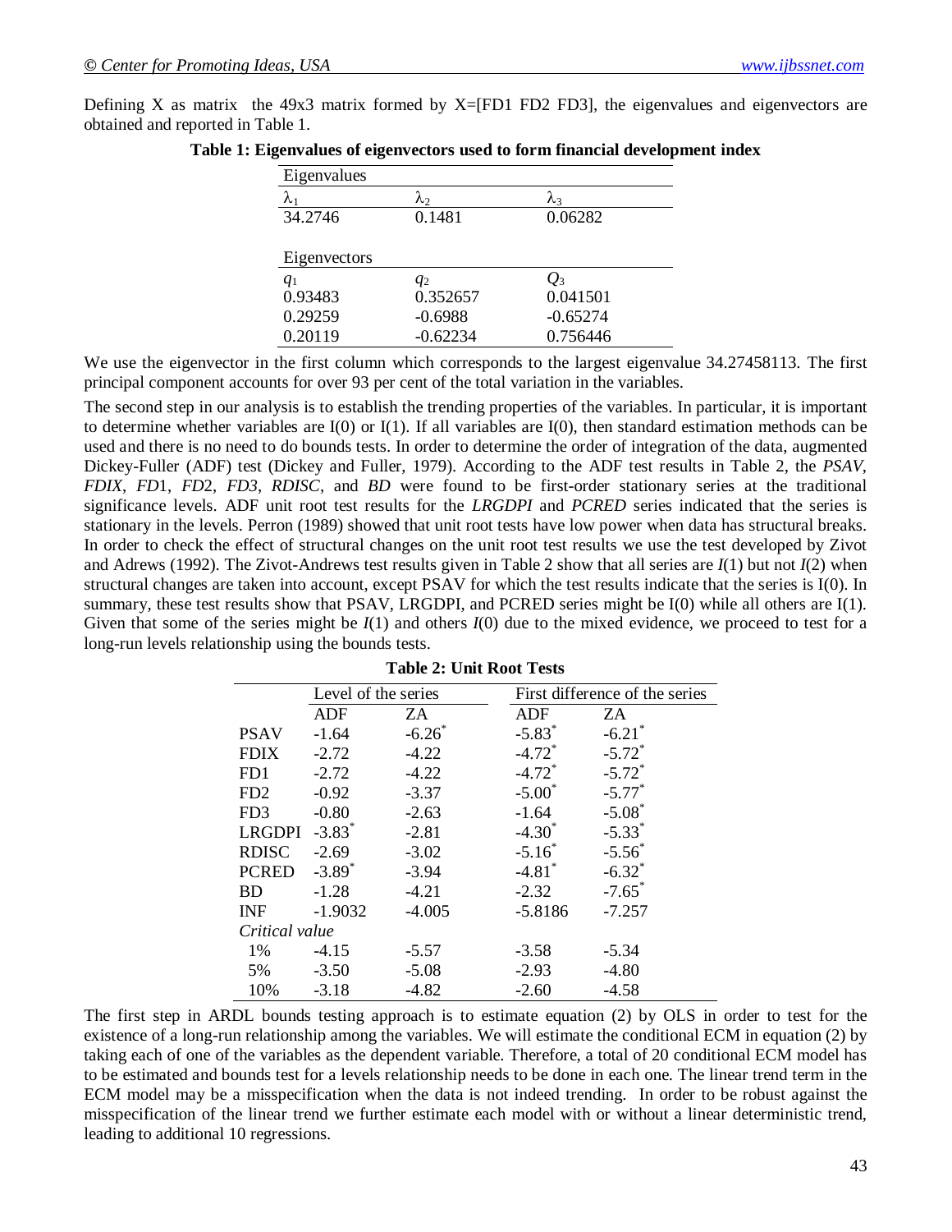Defining X as matrix the 49x3 matrix formed by X=[FD1 FD2 FD3], the eigenvalues and eigenvectors are obtained and reported in Table 1.

**Table 1: Eigenvalues of eigenvectors used to form financial development index**

| Eigenvalues | | |
|---|---|---|
| $\lambda_1$ | $\lambda_2$ | $\lambda_3$ |
| 34.2746 | 0.1481 | 0.06282 |
| | | |
| **Eigenvectors** | | |
| $q_1$ | $q_2$ | $Q_3$ |
| 0.93483 | 0.352657 | 0.041501 |
| 0.29259 | -0.6988 | -0.65274 |
| 0.20119 | -0.62234 | 0.756446 |

We use the eigenvector in the first column which corresponds to the largest eigenvalue 34.27458113. The first principal component accounts for over 93 per cent of the total variation in the variables.

The second step in our analysis is to establish the trending properties of the variables. In particular, it is important to determine whether variables are I(0) or I(1). If all variables are I(0), then standard estimation methods can be used and there is no need to do bounds tests. In order to determine the order of integration of the data, augmented Dickey-Fuller (ADF) test (Dickey and Fuller, 1979). According to the ADF test results in Table 2, the *PSAV*, *FDIX*, *FD*1, *FD*2, *FD3*, *RDISC*, and *BD* were found to be first-order stationary series at the traditional significance levels. ADF unit root test results for the *LRGDPI* and *PCRED* series indicated that the series is stationary in the levels. Perron (1989) showed that unit root tests have low power when data has structural breaks. In order to check the effect of structural changes on the unit root test results we use the test developed by Zivot and Adrews (1992). The Zivot-Andrews test results given in Table 2 show that all series are *I*(1) but not *I*(2) when structural changes are taken into account, except PSAV for which the test results indicate that the series is I(0). In summary, these test results show that PSAV, LRGDPI, and PCRED series might be I(0) while all others are I(1). Given that some of the series might be *I*(1) and others *I*(0) due to the mixed evidence, we proceed to test for a long-run levels relationship using the bounds tests.

**Table 2: Unit Root Tests**

| | Level of the series | | First difference of the series | |
|---|---|---|---|---|
| | ADF | ZA | ADF | ZA |
| PSAV | -1.64 | -6.26* | -5.83* | -6.21* |
| FDIX | -2.72 | -4.22 | -4.72* | -5.72* |
| FD1 | -2.72 | -4.22 | -4.72* | -5.72* |
| FD2 | -0.92 | -3.37 | -5.00* | -5.77* |
| FD3 | -0.80 | -2.63 | -1.64 | -5.08* |
| LRGDPI | -3.83* | -2.81 | -4.30* | -5.33* |
| RDISC | -2.69 | -3.02 | -5.16* | -5.56* |
| PCRED | -3.89* | -3.94 | -4.81* | -6.32* |
| BD | -1.28 | -4.21 | -2.32 | -7.65* |
| INF | -1.9032 | -4.005 | -5.8186 | -7.257 |
| *Critical value* | | | | |
| 1% | -4.15 | -5.57 | -3.58 | -5.34 |
| 5% | -3.50 | -5.08 | -2.93 | -4.80 |
| 10% | -3.18 | -4.82 | -2.60 | -4.58 |

The first step in ARDL bounds testing approach is to estimate equation (2) by OLS in order to test for the existence of a long-run relationship among the variables. We will estimate the conditional ECM in equation (2) by taking each of one of the variables as the dependent variable. Therefore, a total of 20 conditional ECM model has to be estimated and bounds test for a levels relationship needs to be done in each one. The linear trend term in the ECM model may be a misspecification when the data is not indeed trending. In order to be robust against the misspecification of the linear trend we further estimate each model with or without a linear deterministic trend, leading to additional 10 regressions.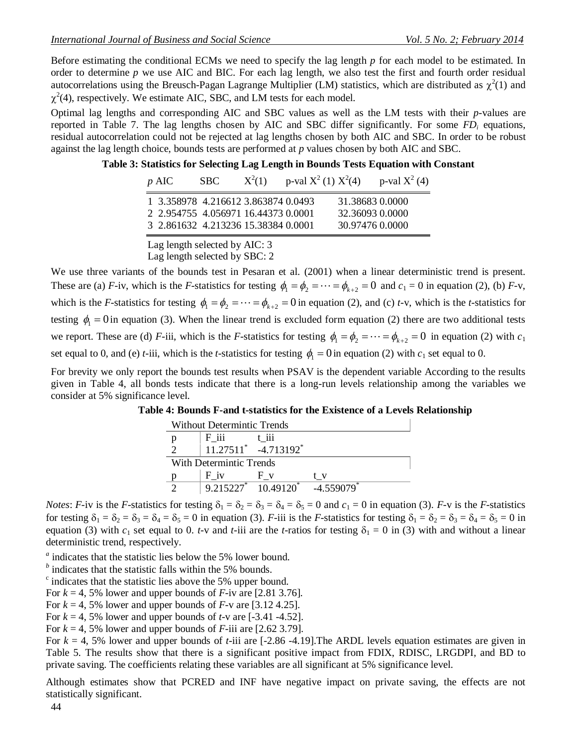Before estimating the conditional ECMs we need to specify the lag length $p$ for each model to be estimated. In order to determine $p$ we use AIC and BIC. For each lag length, we also test the first and fourth order residual autocorrelations using the Breusch-Pagan Lagrange Multiplier (LM) statistics, which are distributed as $\chi^2(1)$ and $\chi^2(4)$, respectively. We estimate AIC, SBC, and LM tests for each model.

Optimal lag lengths and corresponding AIC and SBC values as well as the LM tests with their $p$-values are reported in Table 7. The lag lengths chosen by AIC and SBC differ significantly. For some $FD_i$ equations, residual autocorrelation could not be rejected at lag lengths chosen by both AIC and SBC. In order to be robust against the lag length choice, bounds tests are performed at $p$ values chosen by both AIC and SBC.

**Table 3: Statistics for Selecting Lag Length in Bounds Tests Equation with Constant**

| $p$ | AIC | SBC | $X^2(1)$ | p-val $X^2$ (1) | $X^2(4)$ | p-val $X^2$ (4) |
|---|---|---|---|---|---|---|
| 1 | 3.358978 | 4.216612 | 3.863874 | 0.0493 | 31.38683 | 0.0000 |
| 2 | 2.954755 | 4.056971 | 16.44373 | 0.0001 | 32.36093 | 0.0000 |
| 3 | 2.861632 | 4.213236 | 15.38384 | 0.0001 | 30.97476 | 0.0000 |

Lag length selected by AIC: 3
Lag length selected by SBC: 2

We use three variants of the bounds test in Pesaran et al. (2001) when a linear deterministic trend is present. These are (a) $F$-iv, which is the $F$-statistics for testing $\phi_1 = \phi_2 = \cdots = \phi_{k+2} = 0$ and $c_1 = 0$ in equation (2), (b) $F$-v, which is the $F$-statistics for testing $\phi_1 = \phi_2 = \cdots = \phi_{k+2} = 0$ in equation (2), and (c) $t$-v, which is the $t$-statistics for testing $\phi_1 = 0$ in equation (3). When the linear trend is excluded form equation (2) there are two additional tests we report. These are (d) $F$-iii, which is the $F$-statistics for testing $\phi_1 = \phi_2 = \cdots = \phi_{k+2} = 0$ in equation (2) with $c_1$ set equal to 0, and (e) $t$-iii, which is the $t$-statistics for testing $\phi_1 = 0$ in equation (2) with $c_1$ set equal to 0.

For brevity we only report the bounds test results when PSAV is the dependent variable According to the results given in Table 4, all bonds tests indicate that there is a long-run levels relationship among the variables we consider at 5% significance level.

**Table 4: Bounds F-and t-statistics for the Existence of a Levels Relationship**

| Without Determintic Trends | | | |
|---|---|---|---|
| p | F_iii | t_iii | |
| 2 | 11.27511* | -4.713192* | |
| **With Determintic Trends** | | | |
| p | F_iv | F_v | t_v |
| 2 | 9.215227* | 10.49120* | -4.559079* |

*Notes*: $F$-iv is the $F$-statistics for testing $\delta_1 = \delta_2 = \delta_3 = \delta_4 = \delta_5 = 0$ and $c_1 = 0$ in equation (3). $F$-v is the $F$-statistics for testing $\delta_1 = \delta_2 = \delta_3 = \delta_4 = \delta_5 = 0$ in equation (3). $F$-iii is the $F$-statistics for testing $\delta_1 = \delta_2 = \delta_3 = \delta_4 = \delta_5 = 0$ in equation (3) with $c_1$ set equal to 0. $t$-v and $t$-iii are the $t$-ratios for testing $\delta_1 = 0$ in (3) with and without a linear deterministic trend, respectively.

[a] indicates that the statistic lies below the 5% lower bound.

[b] indicates that the statistic falls within the 5% bounds.

[c] indicates that the statistic lies above the 5% upper bound.

For $k = 4$, 5% lower and upper bounds of $F$-iv are [2.81 3.76].

For $k = 4$, 5% lower and upper bounds of $F$-v are [3.12 4.25].

For $k = 4$, 5% lower and upper bounds of $t$-v are [-3.41 -4.52].

For $k = 4$, 5% lower and upper bounds of $F$-iii are [2.62 3.79].

For $k = 4$, 5% lower and upper bounds of $t$-iii are [-2.86 -4.19].The ARDL levels equation estimates are given in Table 5. The results show that there is a significant positive impact from FDIX, RDISC, LRGDPI, and BD to private saving. The coefficients relating these variables are all significant at 5% significance level.

Although estimates show that PCRED and INF have negative impact on private saving, the effects are not statistically significant.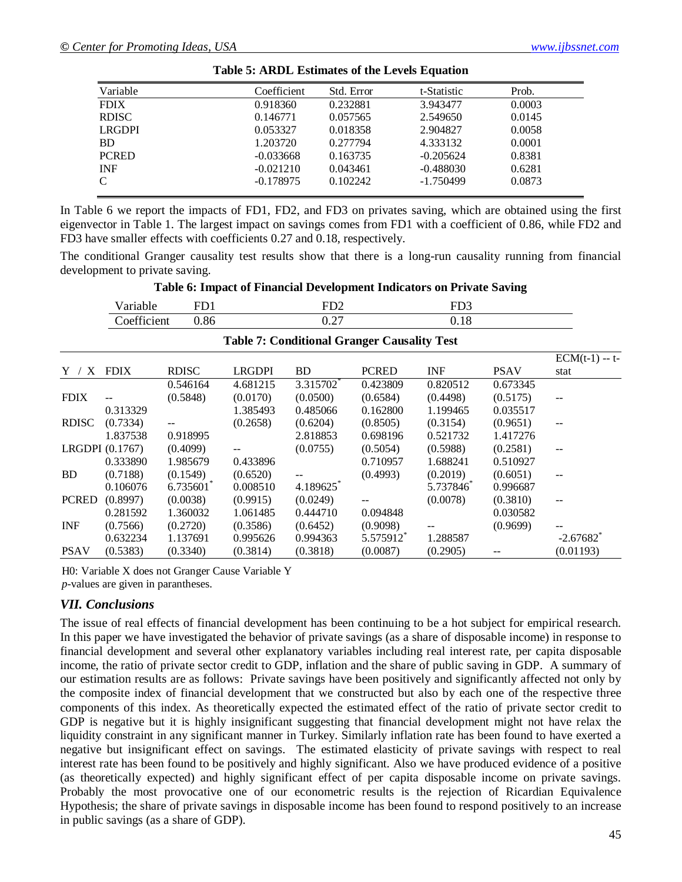**Table 5: ARDL Estimates of the Levels Equation**

| Variable | Coefficient | Std. Error | t-Statistic | Prob. |
|---|---|---|---|---|
| FDIX | 0.918360 | 0.232881 | 3.943477 | 0.0003 |
| RDISC | 0.146771 | 0.057565 | 2.549650 | 0.0145 |
| LRGDPI | 0.053327 | 0.018358 | 2.904827 | 0.0058 |
| BD | 1.203720 | 0.277794 | 4.333132 | 0.0001 |
| PCRED | -0.033668 | 0.163735 | -0.205624 | 0.8381 |
| INF | -0.021210 | 0.043461 | -0.488030 | 0.6281 |
| C | -0.178975 | 0.102242 | -1.750499 | 0.0873 |

In Table 6 we report the impacts of FD1, FD2, and FD3 on privates saving, which are obtained using the first eigenvector in Table 1. The largest impact on savings comes from FD1 with a coefficient of 0.86, while FD2 and FD3 have smaller effects with coefficients 0.27 and 0.18, respectively.

The conditional Granger causality test results show that there is a long-run causality running from financial development to private saving.

**Table 6: Impact of Financial Development Indicators on Private Saving**

| Variable | FD1 | FD2 | FD3 |
|---|---|---|---|
| Coefficient | 0.86 | 0.27 | 0.18 |

**Table 7: Conditional Granger Causality Test**

| Y / X | FDIX | RDISC | LRGDPI | BD | PCRED | INF | PSAV | ECM(t-1) -- t-stat |
|---|---|---|---|---|---|---|---|---|
| FDIX | -- | 0.546164 (0.5848) | 4.681215 (0.0170) | 3.315702* (0.0500) | 0.423809 (0.6584) | 0.820512 (0.4498) | 0.673345 (0.5175) | -- |
| RDISC | 0.313329 (0.7334) | -- | 1.385493 (0.2658) | 0.485066 (0.6204) | 0.162800 (0.8505) | 1.199465 (0.3154) | 0.035517 (0.9651) | -- |
| LRGDPI | 1.837538 (0.1767) | 0.918995 (0.4099) | -- | 2.818853 (0.0755) | 0.698196 (0.5054) | 0.521732 (0.5988) | 1.417276 (0.2581) | -- |
| BD | 0.333890 (0.7188) | 1.985679 (0.1549) | 0.433896 (0.6520) | -- | 0.710957 (0.4993) | 1.688241 (0.2019) | 0.510927 (0.6051) | -- |
| PCRED | 0.106076 (0.8997) | 6.735601* (0.0038) | 0.008510 (0.9915) | 4.189625* (0.0249) | -- | 5.737846* (0.0078) | 0.996687 (0.3810) | -- |
| INF | 0.281592 (0.7566) | 1.360032 (0.2720) | 1.061485 (0.3586) | 0.444710 (0.6452) | 0.094848 (0.9098) | -- | 0.030582 (0.9699) | -- |
| PSAV | 0.632234 (0.5383) | 1.137691 (0.3340) | 0.995626 (0.3814) | 0.994363 (0.3818) | 5.575912* (0.0087) | 1.288587 (0.2905) | -- | -2.67682* (0.01193) |

H0: Variable X does not Granger Cause Variable Y

*p*-values are given in parantheses.

### *VII. Conclusions*

The issue of real effects of financial development has been continuing to be a hot subject for empirical research. In this paper we have investigated the behavior of private savings (as a share of disposable income) in response to financial development and several other explanatory variables including real interest rate, per capita disposable income, the ratio of private sector credit to GDP, inflation and the share of public saving in GDP. A summary of our estimation results are as follows: Private savings have been positively and significantly affected not only by the composite index of financial development that we constructed but also by each one of the respective three components of this index. As theoretically expected the estimated effect of the ratio of private sector credit to GDP is negative but it is highly insignificant suggesting that financial development might not have relax the liquidity constraint in any significant manner in Turkey. Similarly inflation rate has been found to have exerted a negative but insignificant effect on savings. The estimated elasticity of private savings with respect to real interest rate has been found to be positively and highly significant. Also we have produced evidence of a positive (as theoretically expected) and highly significant effect of per capita disposable income on private savings. Probably the most provocative one of our econometric results is the rejection of Ricardian Equivalence Hypothesis; the share of private savings in disposable income has been found to respond positively to an increase in public savings (as a share of GDP).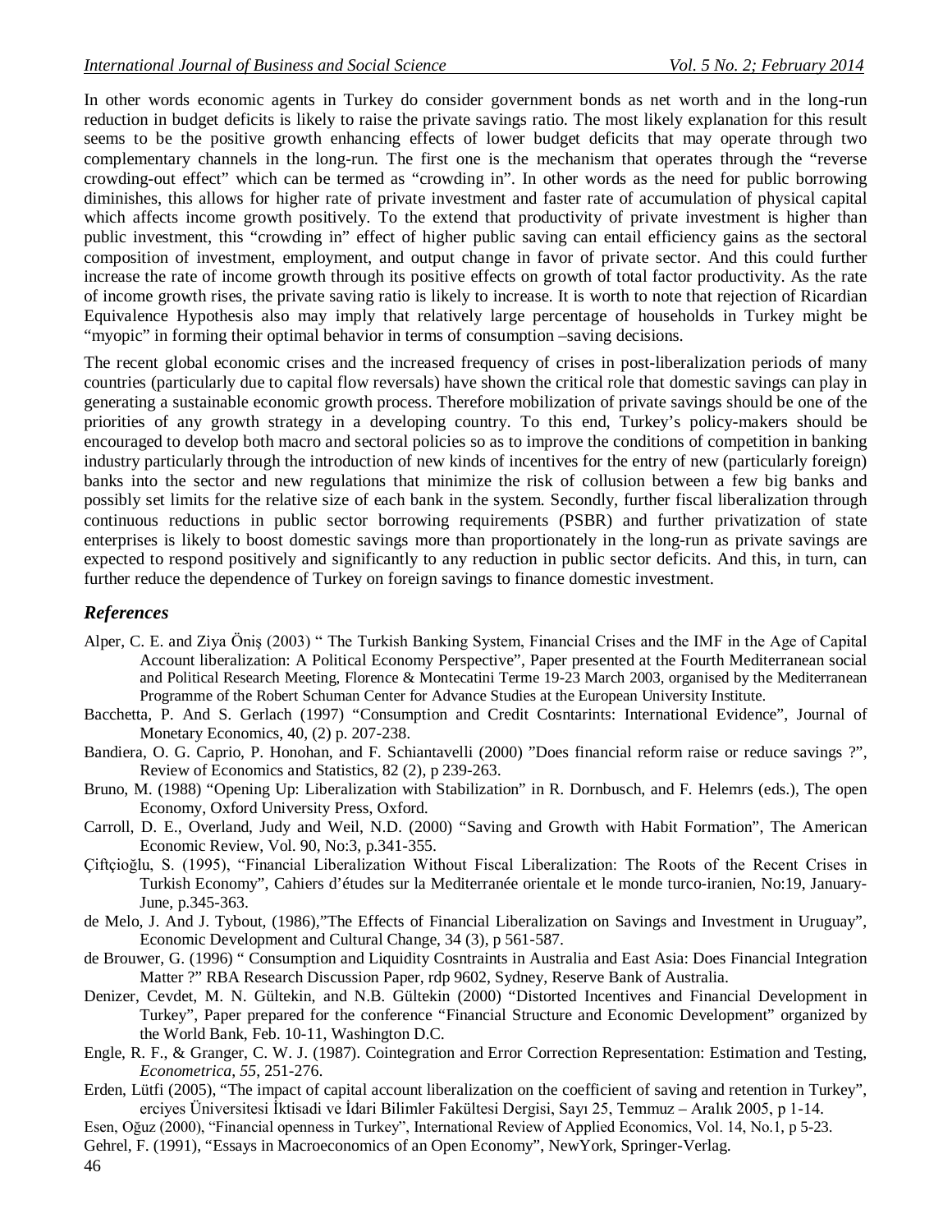In other words economic agents in Turkey do consider government bonds as net worth and in the long-run reduction in budget deficits is likely to raise the private savings ratio. The most likely explanation for this result seems to be the positive growth enhancing effects of lower budget deficits that may operate through two complementary channels in the long-run. The first one is the mechanism that operates through the "reverse crowding-out effect" which can be termed as "crowding in". In other words as the need for public borrowing diminishes, this allows for higher rate of private investment and faster rate of accumulation of physical capital which affects income growth positively. To the extend that productivity of private investment is higher than public investment, this "crowding in" effect of higher public saving can entail efficiency gains as the sectoral composition of investment, employment, and output change in favor of private sector. And this could further increase the rate of income growth through its positive effects on growth of total factor productivity. As the rate of income growth rises, the private saving ratio is likely to increase. It is worth to note that rejection of Ricardian Equivalence Hypothesis also may imply that relatively large percentage of households in Turkey might be "myopic" in forming their optimal behavior in terms of consumption –saving decisions.

The recent global economic crises and the increased frequency of crises in post-liberalization periods of many countries (particularly due to capital flow reversals) have shown the critical role that domestic savings can play in generating a sustainable economic growth process. Therefore mobilization of private savings should be one of the priorities of any growth strategy in a developing country. To this end, Turkey's policy-makers should be encouraged to develop both macro and sectoral policies so as to improve the conditions of competition in banking industry particularly through the introduction of new kinds of incentives for the entry of new (particularly foreign) banks into the sector and new regulations that minimize the risk of collusion between a few big banks and possibly set limits for the relative size of each bank in the system. Secondly, further fiscal liberalization through continuous reductions in public sector borrowing requirements (PSBR) and further privatization of state enterprises is likely to boost domestic savings more than proportionately in the long-run as private savings are expected to respond positively and significantly to any reduction in public sector deficits. And this, in turn, can further reduce the dependence of Turkey on foreign savings to finance domestic investment.

## References

Alper, C. E. and Ziya Öniş (2003) " The Turkish Banking System, Financial Crises and the IMF in the Age of Capital Account liberalization: A Political Economy Perspective", Paper presented at the Fourth Mediterranean social and Political Research Meeting, Florence & Montecatini Terme 19-23 March 2003, organised by the Mediterranean Programme of the Robert Schuman Center for Advance Studies at the European University Institute.

Bacchetta, P. And S. Gerlach (1997) "Consumption and Credit Cosntarints: International Evidence", Journal of Monetary Economics, 40, (2) p. 207-238.

Bandiera, O. G. Caprio, P. Honohan, and F. Schiantavelli (2000) "Does financial reform raise or reduce savings ?", Review of Economics and Statistics, 82 (2), p 239-263.

Bruno, M. (1988) "Opening Up: Liberalization with Stabilization" in R. Dornbusch, and F. Helemrs (eds.), The open Economy, Oxford University Press, Oxford.

Carroll, D. E., Overland, Judy and Weil, N.D. (2000) "Saving and Growth with Habit Formation", The American Economic Review, Vol. 90, No:3, p.341-355.

Çiftçioğlu, S. (1995), "Financial Liberalization Without Fiscal Liberalization: The Roots of the Recent Crises in Turkish Economy", Cahiers d'études sur la Mediterranée orientale et le monde turco-iranien, No:19, January-June, p.345-363.

de Melo, J. And J. Tybout, (1986),"The Effects of Financial Liberalization on Savings and Investment in Uruguay", Economic Development and Cultural Change, 34 (3), p 561-587.

de Brouwer, G. (1996) " Consumption and Liquidity Cosntraints in Australia and East Asia: Does Financial Integration Matter ?" RBA Research Discussion Paper, rdp 9602, Sydney, Reserve Bank of Australia.

Denizer, Cevdet, M. N. Gültekin, and N.B. Gültekin (2000) "Distorted Incentives and Financial Development in Turkey", Paper prepared for the conference "Financial Structure and Economic Development" organized by the World Bank, Feb. 10-11, Washington D.C.

Engle, R. F., & Granger, C. W. J. (1987). Cointegration and Error Correction Representation: Estimation and Testing, *Econometrica*, *55*, 251-276.

Erden, Lütfi (2005), "The impact of capital account liberalization on the coefficient of saving and retention in Turkey", erciyes Üniversitesi İktisadi ve İdari Bilimler Fakültesi Dergisi, Sayı 25, Temmuz – Aralık 2005, p 1-14.

Esen, Oğuz (2000), "Financial openness in Turkey", International Review of Applied Economics, Vol. 14, No.1, p 5-23.

Gehrel, F. (1991), "Essays in Macroeconomics of an Open Economy", NewYork, Springer-Verlag.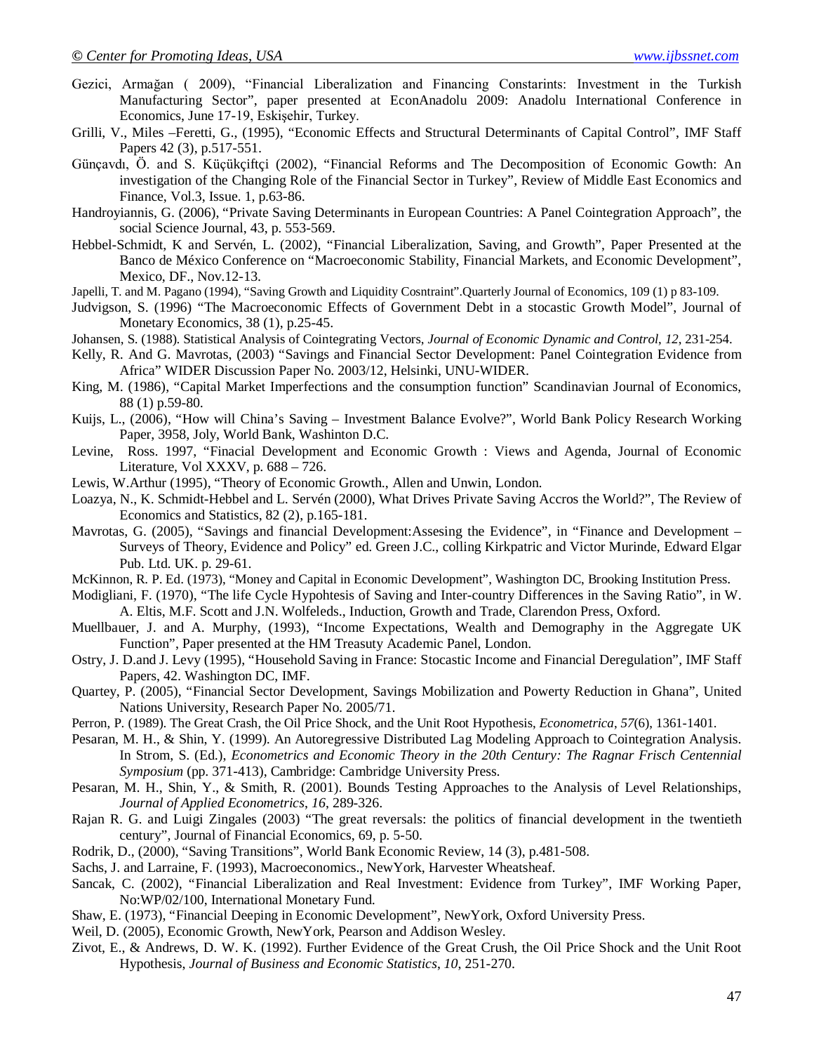Gezici, Armağan ( 2009), "Financial Liberalization and Financing Constarints: Investment in the Turkish Manufacturing Sector", paper presented at EconAnadolu 2009: Anadolu International Conference in Economics, June 17-19, Eskişehir, Turkey.

Grilli, V., Miles –Feretti, G., (1995), "Economic Effects and Structural Determinants of Capital Control", IMF Staff Papers 42 (3), p.517-551.

Günçavdı, Ö. and S. Küçükçiftçi (2002), "Financial Reforms and The Decomposition of Economic Gowth: An investigation of the Changing Role of the Financial Sector in Turkey", Review of Middle East Economics and Finance, Vol.3, Issue. 1, p.63-86.

Handroyiannis, G. (2006), "Private Saving Determinants in European Countries: A Panel Cointegration Approach", the social Science Journal, 43, p. 553-569.

Hebbel-Schmidt, K and Servén, L. (2002), "Financial Liberalization, Saving, and Growth", Paper Presented at the Banco de México Conference on "Macroeconomic Stability, Financial Markets, and Economic Development", Mexico, DF., Nov.12-13.

Japelli, T. and M. Pagano (1994), "Saving Growth and Liquidity Cosntraint".Quarterly Journal of Economics, 109 (1) p 83-109.

Judvigson, S. (1996) "The Macroeconomic Effects of Government Debt in a stocastic Growth Model", Journal of Monetary Economics, 38 (1), p.25-45.

Johansen, S. (1988). Statistical Analysis of Cointegrating Vectors, *Journal of Economic Dynamic and Control*, *12*, 231-254.

Kelly, R. And G. Mavrotas, (2003) "Savings and Financial Sector Development: Panel Cointegration Evidence from Africa" WIDER Discussion Paper No. 2003/12, Helsinki, UNU-WIDER.

King, M. (1986), "Capital Market Imperfections and the consumption function" Scandinavian Journal of Economics, 88 (1) p.59-80.

Kuijs, L., (2006), "How will China's Saving – Investment Balance Evolve?", World Bank Policy Research Working Paper, 3958, Joly, World Bank, Washinton D.C.

Levine, Ross. 1997, "Finacial Development and Economic Growth : Views and Agenda, Journal of Economic Literature, Vol XXXV, p. 688 – 726.

Lewis, W.Arthur (1995), "Theory of Economic Growth., Allen and Unwin, London.

Loazya, N., K. Schmidt-Hebbel and L. Servén (2000), What Drives Private Saving Accros the World?", The Review of Economics and Statistics, 82 (2), p.165-181.

Mavrotas, G. (2005), "Savings and financial Development:Assesing the Evidence", in "Finance and Development – Surveys of Theory, Evidence and Policy" ed. Green J.C., colling Kirkpatric and Victor Murinde, Edward Elgar Pub. Ltd. UK. p. 29-61.

McKinnon, R. P. Ed. (1973), "Money and Capital in Economic Development", Washington DC, Brooking Institution Press.

Modigliani, F. (1970), "The life Cycle Hypohtesis of Saving and Inter-country Differences in the Saving Ratio", in W. A. Eltis, M.F. Scott and J.N. Wolfeleds., Induction, Growth and Trade, Clarendon Press, Oxford.

Muellbauer, J. and A. Murphy, (1993), "Income Expectations, Wealth and Demography in the Aggregate UK Function", Paper presented at the HM Treasuty Academic Panel, London.

Ostry, J. D.and J. Levy (1995), "Household Saving in France: Stocastic Income and Financial Deregulation", IMF Staff Papers, 42. Washington DC, IMF.

Quartey, P. (2005), "Financial Sector Development, Savings Mobilization and Powerty Reduction in Ghana", United Nations University, Research Paper No. 2005/71.

Perron, P. (1989). The Great Crash, the Oil Price Shock, and the Unit Root Hypothesis, *Econometrica*, *57*(6), 1361-1401.

Pesaran, M. H., & Shin, Y. (1999). An Autoregressive Distributed Lag Modeling Approach to Cointegration Analysis. In Strom, S. (Ed.), *Econometrics and Economic Theory in the 20th Century: The Ragnar Frisch Centennial Symposium* (pp. 371-413), Cambridge: Cambridge University Press.

Pesaran, M. H., Shin, Y., & Smith, R. (2001). Bounds Testing Approaches to the Analysis of Level Relationships, *Journal of Applied Econometrics*, *16*, 289-326.

Rajan R. G. and Luigi Zingales (2003) "The great reversals: the politics of financial development in the twentieth century", Journal of Financial Economics, 69, p. 5-50.

Rodrik, D., (2000), "Saving Transitions", World Bank Economic Review, 14 (3), p.481-508.

Sachs, J. and Larraine, F. (1993), Macroeconomics., NewYork, Harvester Wheatsheaf.

Sancak, C. (2002), "Financial Liberalization and Real Investment: Evidence from Turkey", IMF Working Paper, No:WP/02/100, International Monetary Fund.

Shaw, E. (1973), "Financial Deeping in Economic Development", NewYork, Oxford University Press.

Weil, D. (2005), Economic Growth, NewYork, Pearson and Addison Wesley.

Zivot, E., & Andrews, D. W. K. (1992). Further Evidence of the Great Crush, the Oil Price Shock and the Unit Root Hypothesis, *Journal of Business and Economic Statistics*, *10*, 251-270.